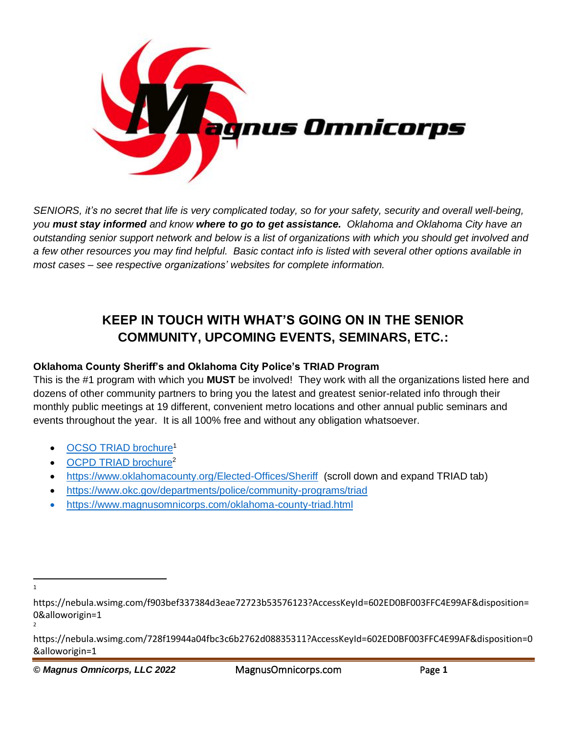*SENIORS, it's no secret that life is very complicated today, so for your safety, security and overall well-being, you **must stay informed** and know **where to go to get assistance.** Oklahoma and Oklahoma City have an outstanding senior support network and below is a list of organizations with which you should get involved and a few other resources you may find helpful. Basic contact info is listed with several other options available in most cases – see respective organizations' websites for complete information.*

## KEEP IN TOUCH WITH WHAT'S GOING ON IN THE SENIOR COMMUNITY, UPCOMING EVENTS, SEMINARS, ETC.:

### Oklahoma County Sheriff's and Oklahoma City Police's TRIAD Program

This is the #1 program with which you **MUST** be involved! They work with all the organizations listed here and dozens of other community partners to bring you the latest and greatest senior-related info through their monthly public meetings at 19 different, convenient metro locations and other annual public seminars and events throughout the year. It is all 100% free and without any obligation whatsoever.

- OCSO TRIAD brochure[1]
- OCPD TRIAD brochure[2]
- https://www.oklahomacounty.org/Elected-Offices/Sheriff (scroll down and expand TRIAD tab)
- https://www.okc.gov/departments/police/community-programs/triad
- https://www.magnusomnicorps.com/oklahoma-county-triad.html

---

[1] https://nebula.wsimg.com/f903bef337384d3eae72723b53576123?AccessKeyId=602ED0BF003FFC4E99AF&disposition=0&alloworigin=1

[2] https://nebula.wsimg.com/728f19944a04fbc3c6b2762d08835311?AccessKeyId=602ED0BF003FFC4E99AF&disposition=0&alloworigin=1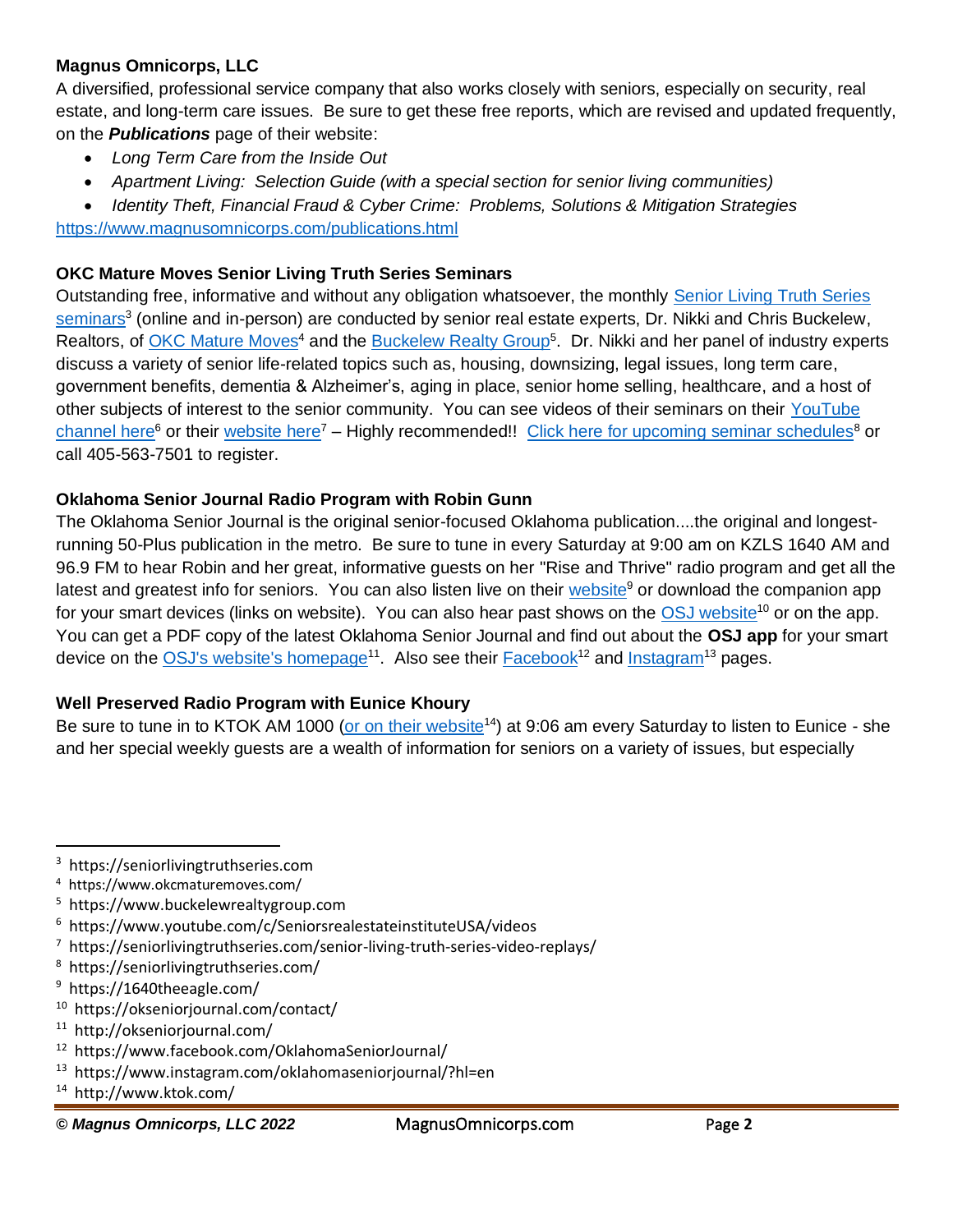**Magnus Omnicorps, LLC**

A diversified, professional service company that also works closely with seniors, especially on security, real estate, and long-term care issues. Be sure to get these free reports, which are revised and updated frequently, on the ***Publications*** page of their website:

- *Long Term Care from the Inside Out*
- *Apartment Living: Selection Guide (with a special section for senior living communities)*
- *Identity Theft, Financial Fraud & Cyber Crime: Problems, Solutions & Mitigation Strategies*

https://www.magnusomnicorps.com/publications.html

**OKC Mature Moves Senior Living Truth Series Seminars**

Outstanding free, informative and without any obligation whatsoever, the monthly Senior Living Truth Series seminars[3] (online and in-person) are conducted by senior real estate experts, Dr. Nikki and Chris Buckelew, Realtors, of OKC Mature Moves[4] and the Buckelew Realty Group[5]. Dr. Nikki and her panel of industry experts discuss a variety of senior life-related topics such as, housing, downsizing, legal issues, long term care, government benefits, dementia & Alzheimer's, aging in place, senior home selling, healthcare, and a host of other subjects of interest to the senior community. You can see videos of their seminars on their YouTube channel here[6] or their website here[7] – Highly recommended!! Click here for upcoming seminar schedules[8] or call 405-563-7501 to register.

**Oklahoma Senior Journal Radio Program with Robin Gunn**

The Oklahoma Senior Journal is the original senior-focused Oklahoma publication....the original and longest-running 50-Plus publication in the metro. Be sure to tune in every Saturday at 9:00 am on KZLS 1640 AM and 96.9 FM to hear Robin and her great, informative guests on her "Rise and Thrive" radio program and get all the latest and greatest info for seniors. You can also listen live on their website[9] or download the companion app for your smart devices (links on website). You can also hear past shows on the OSJ website[10] or on the app. You can get a PDF copy of the latest Oklahoma Senior Journal and find out about the **OSJ app** for your smart device on the OSJ's website's homepage[11]. Also see their Facebook[12] and Instagram[13] pages.

**Well Preserved Radio Program with Eunice Khoury**

Be sure to tune in to KTOK AM 1000 (or on their website[14]) at 9:06 am every Saturday to listen to Eunice - she and her special weekly guests are a wealth of information for seniors on a variety of issues, but especially

---

[3] https://seniorlivingtruthseries.com
[4] https://www.okcmaturemoves.com/
[5] https://www.buckelewrealtygroup.com
[6] https://www.youtube.com/c/SeniorsrealestateinstituteUSA/videos
[7] https://seniorlivingtruthseries.com/senior-living-truth-series-video-replays/
[8] https://seniorlivingtruthseries.com/
[9] https://1640theeagle.com/
[10] https://okseniorjournal.com/contact/
[11] http://okseniorjournal.com/
[12] https://www.facebook.com/OklahomaSeniorJournal/
[13] https://www.instagram.com/oklahomaseniorjournal/?hl=en
[14] http://www.ktok.com/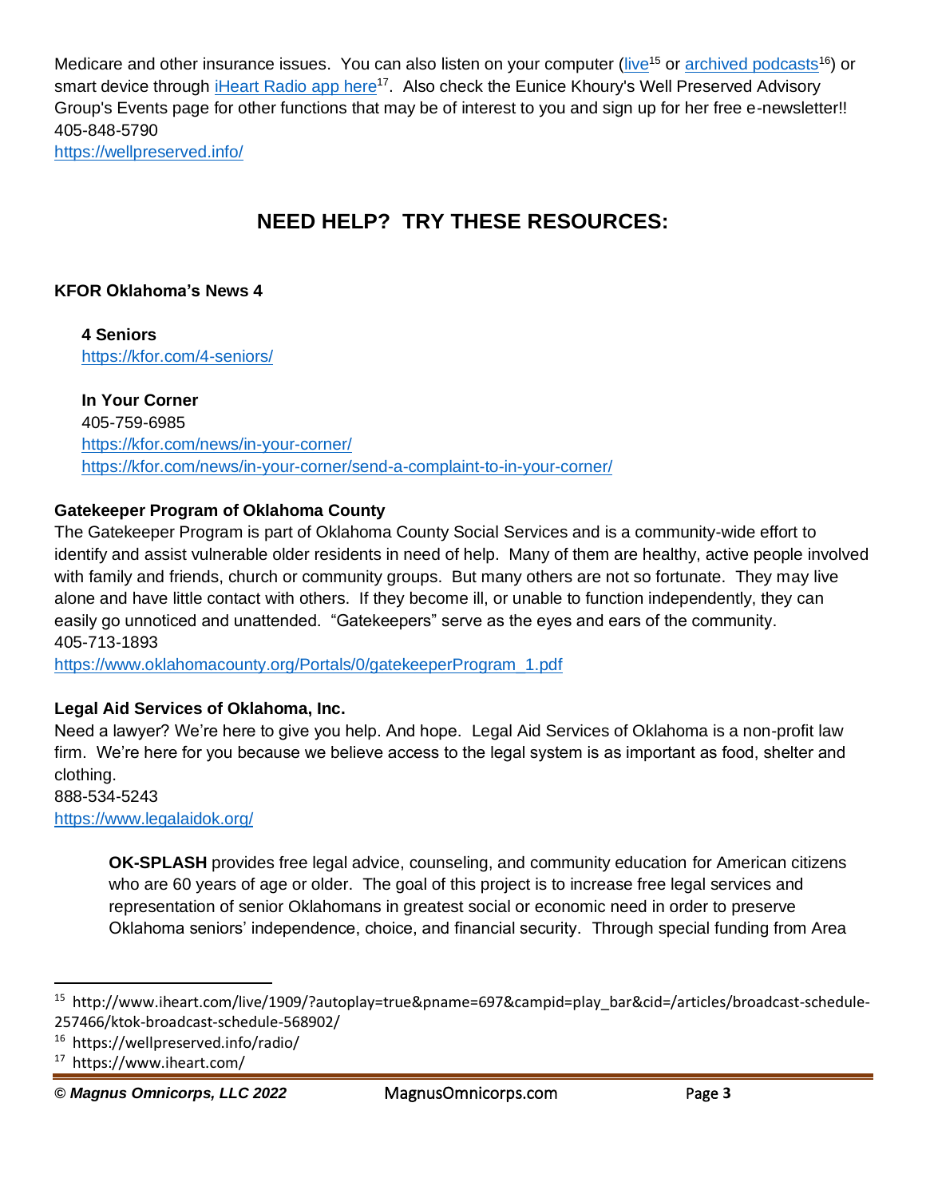Medicare and other insurance issues. You can also listen on your computer ([live](http://www.iheart.com/live/1909/?autoplay=true&pname=697&campid=play_bar&cid=/articles/broadcast-schedule-257466/ktok-broadcast-schedule-568902/)[15] or [archived podcasts](https://wellpreserved.info/radio/)[16]) or smart device through [iHeart Radio app here](https://www.iheart.com/)[17]. Also check the Eunice Khoury's Well Preserved Advisory Group's Events page for other functions that may be of interest to you and sign up for her free e-newsletter!!
405-848-5790
https://wellpreserved.info/

## NEED HELP? TRY THESE RESOURCES:

**KFOR Oklahoma's News 4**

**4 Seniors**
https://kfor.com/4-seniors/

**In Your Corner**
405-759-6985
https://kfor.com/news/in-your-corner/
https://kfor.com/news/in-your-corner/send-a-complaint-to-in-your-corner/

**Gatekeeper Program of Oklahoma County**

The Gatekeeper Program is part of Oklahoma County Social Services and is a community-wide effort to identify and assist vulnerable older residents in need of help. Many of them are healthy, active people involved with family and friends, church or community groups. But many others are not so fortunate. They may live alone and have little contact with others. If they become ill, or unable to function independently, they can easily go unnoticed and unattended. "Gatekeepers" serve as the eyes and ears of the community.
405-713-1893
https://www.oklahomacounty.org/Portals/0/gatekeeperProgram_1.pdf

**Legal Aid Services of Oklahoma, Inc.**

Need a lawyer? We're here to give you help. And hope. Legal Aid Services of Oklahoma is a non-profit law firm. We're here for you because we believe access to the legal system is as important as food, shelter and clothing.
888-534-5243
https://www.legalaidok.org/

> **OK-SPLASH** provides free legal advice, counseling, and community education for American citizens who are 60 years of age or older. The goal of this project is to increase free legal services and representation of senior Oklahomans in greatest social or economic need in order to preserve Oklahoma seniors' independence, choice, and financial security. Through special funding from Area

---

[15] http://www.iheart.com/live/1909/?autoplay=true&pname=697&campid=play_bar&cid=/articles/broadcast-schedule-257466/ktok-broadcast-schedule-568902/

[16] https://wellpreserved.info/radio/

[17] https://www.iheart.com/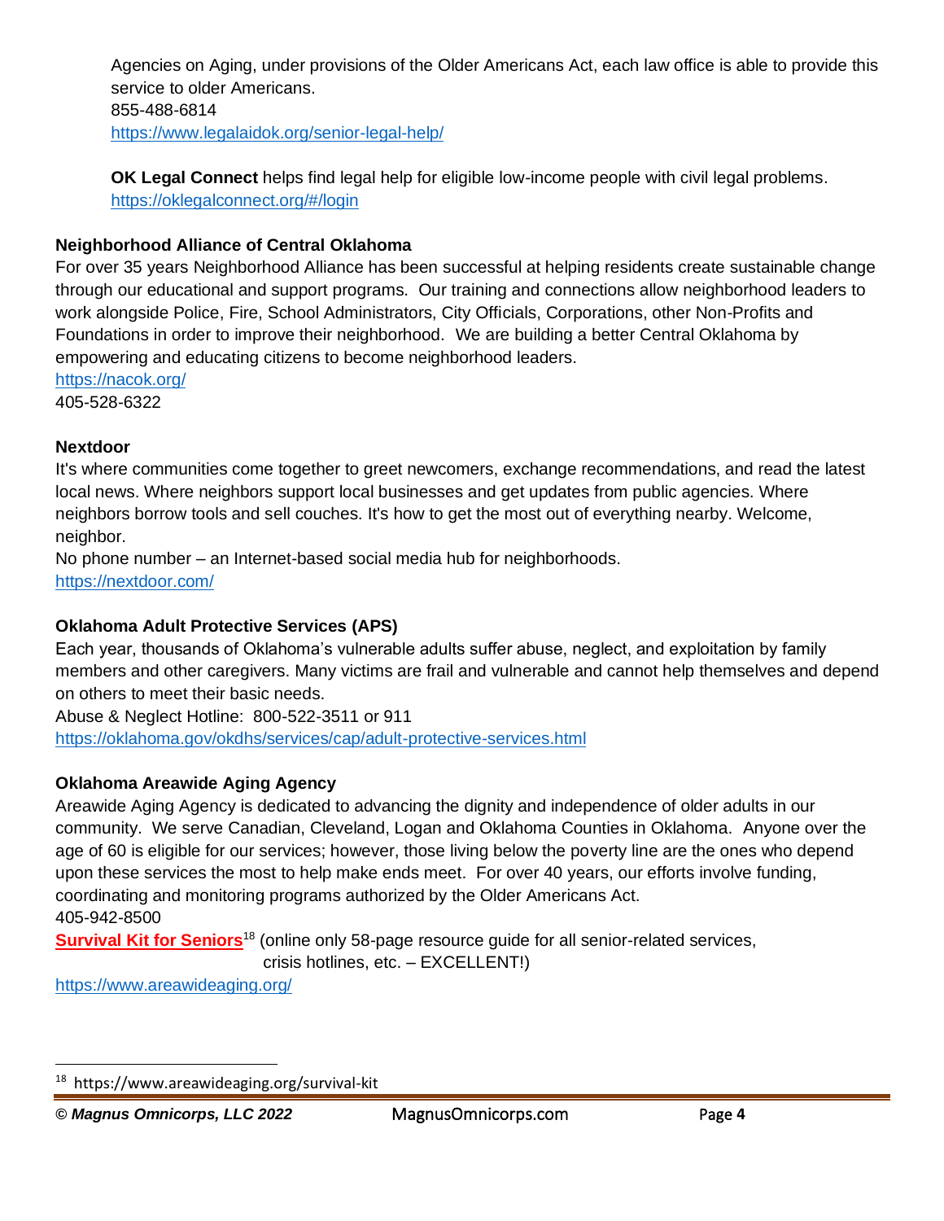Agencies on Aging, under provisions of the Older Americans Act, each law office is able to provide this service to older Americans.
855-488-6814
https://www.legalaidok.org/senior-legal-help/

**OK Legal Connect** helps find legal help for eligible low-income people with civil legal problems.
https://oklegalconnect.org/#/login

**Neighborhood Alliance of Central Oklahoma**
For over 35 years Neighborhood Alliance has been successful at helping residents create sustainable change through our educational and support programs. Our training and connections allow neighborhood leaders to work alongside Police, Fire, School Administrators, City Officials, Corporations, other Non-Profits and Foundations in order to improve their neighborhood. We are building a better Central Oklahoma by empowering and educating citizens to become neighborhood leaders.
https://nacok.org/
405-528-6322

**Nextdoor**
It's where communities come together to greet newcomers, exchange recommendations, and read the latest local news. Where neighbors support local businesses and get updates from public agencies. Where neighbors borrow tools and sell couches. It's how to get the most out of everything nearby. Welcome, neighbor.
No phone number – an Internet-based social media hub for neighborhoods.
https://nextdoor.com/

**Oklahoma Adult Protective Services (APS)**
Each year, thousands of Oklahoma's vulnerable adults suffer abuse, neglect, and exploitation by family members and other caregivers. Many victims are frail and vulnerable and cannot help themselves and depend on others to meet their basic needs.
Abuse & Neglect Hotline: 800-522-3511 or 911
https://oklahoma.gov/okdhs/services/cap/adult-protective-services.html

**Oklahoma Areawide Aging Agency**
Areawide Aging Agency is dedicated to advancing the dignity and independence of older adults in our community. We serve Canadian, Cleveland, Logan and Oklahoma Counties in Oklahoma. Anyone over the age of 60 is eligible for our services; however, those living below the poverty line are the ones who depend upon these services the most to help make ends meet. For over 40 years, our efforts involve funding, coordinating and monitoring programs authorized by the Older Americans Act.
405-942-8500
**Survival Kit for Seniors**[18] (online only 58-page resource guide for all senior-related services, crisis hotlines, etc. – EXCELLENT!)
https://www.areawideaging.org/

[18] https://www.areawideaging.org/survival-kit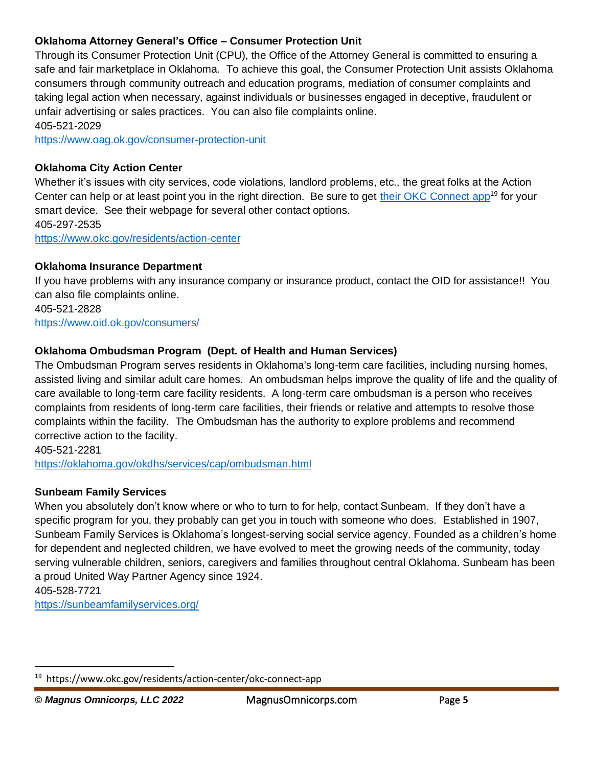**Oklahoma Attorney General's Office – Consumer Protection Unit**

Through its Consumer Protection Unit (CPU), the Office of the Attorney General is committed to ensuring a safe and fair marketplace in Oklahoma. To achieve this goal, the Consumer Protection Unit assists Oklahoma consumers through community outreach and education programs, mediation of consumer complaints and taking legal action when necessary, against individuals or businesses engaged in deceptive, fraudulent or unfair advertising or sales practices. You can also file complaints online.

405-521-2029

https://www.oag.ok.gov/consumer-protection-unit

**Oklahoma City Action Center**

Whether it's issues with city services, code violations, landlord problems, etc., the great folks at the Action Center can help or at least point you in the right direction. Be sure to get their OKC Connect app[19] for your smart device. See their webpage for several other contact options.

405-297-2535

https://www.okc.gov/residents/action-center

**Oklahoma Insurance Department**

If you have problems with any insurance company or insurance product, contact the OID for assistance!! You can also file complaints online.

405-521-2828

https://www.oid.ok.gov/consumers/

**Oklahoma Ombudsman Program (Dept. of Health and Human Services)**

The Ombudsman Program serves residents in Oklahoma's long-term care facilities, including nursing homes, assisted living and similar adult care homes. An ombudsman helps improve the quality of life and the quality of care available to long-term care facility residents. A long-term care ombudsman is a person who receives complaints from residents of long-term care facilities, their friends or relative and attempts to resolve those complaints within the facility. The Ombudsman has the authority to explore problems and recommend corrective action to the facility.

405-521-2281

https://oklahoma.gov/okdhs/services/cap/ombudsman.html

**Sunbeam Family Services**

When you absolutely don't know where or who to turn to for help, contact Sunbeam. If they don't have a specific program for you, they probably can get you in touch with someone who does. Established in 1907, Sunbeam Family Services is Oklahoma's longest-serving social service agency. Founded as a children's home for dependent and neglected children, we have evolved to meet the growing needs of the community, today serving vulnerable children, seniors, caregivers and families throughout central Oklahoma. Sunbeam has been a proud United Way Partner Agency since 1924.

405-528-7721

https://sunbeamfamilyservices.org/

---

[19] https://www.okc.gov/residents/action-center/okc-connect-app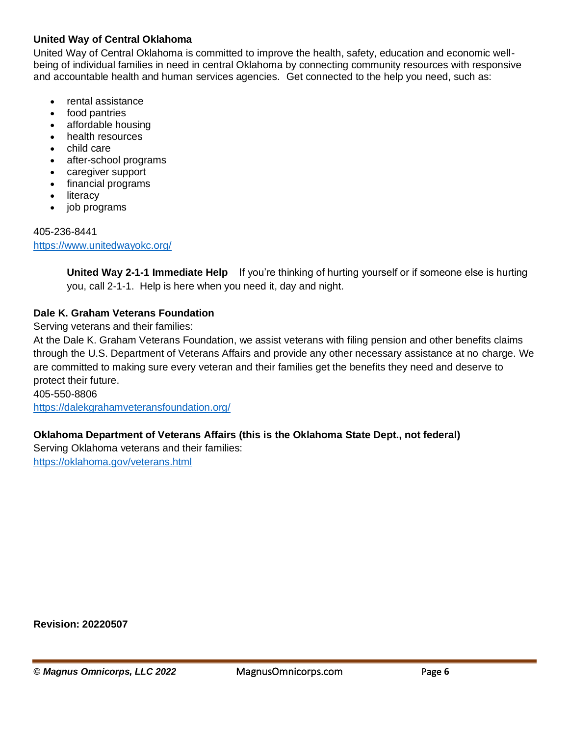**United Way of Central Oklahoma**

United Way of Central Oklahoma is committed to improve the health, safety, education and economic well-being of individual families in need in central Oklahoma by connecting community resources with responsive and accountable health and human services agencies. Get connected to the help you need, such as:

- rental assistance
- food pantries
- affordable housing
- health resources
- child care
- after-school programs
- caregiver support
- financial programs
- literacy
- job programs

405-236-8441
https://www.unitedwayokc.org/

> **United Way 2-1-1 Immediate Help** If you're thinking of hurting yourself or if someone else is hurting you, call 2-1-1. Help is here when you need it, day and night.

**Dale K. Graham Veterans Foundation**

Serving veterans and their families:

At the Dale K. Graham Veterans Foundation, we assist veterans with filing pension and other benefits claims through the U.S. Department of Veterans Affairs and provide any other necessary assistance at no charge. We are committed to making sure every veteran and their families get the benefits they need and deserve to protect their future.

405-550-8806
https://dalekgrahamveteransfoundation.org/

**Oklahoma Department of Veterans Affairs (this is the Oklahoma State Dept., not federal)**

Serving Oklahoma veterans and their families:
https://oklahoma.gov/veterans.html

**Revision: 20220507**